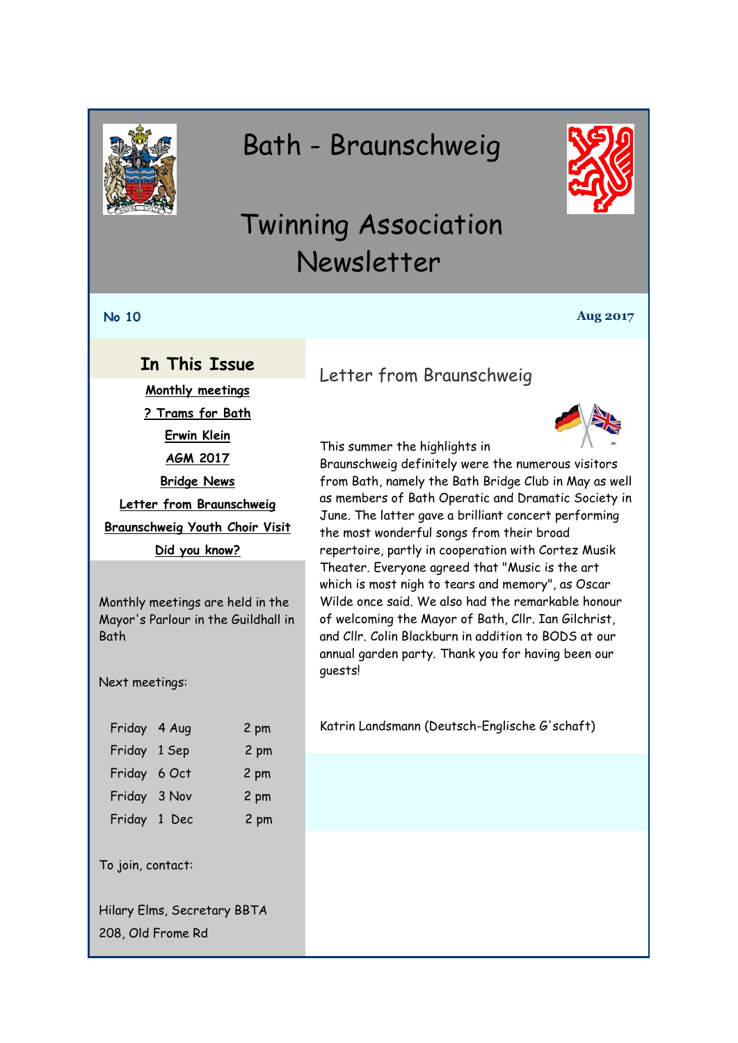# Bath - Braunschweig

# Twinning Association Newsletter

**No 10** **Aug 2017**

## In This Issue

Monthly meetings

? Trams for Bath

Erwin Klein

AGM 2017

Bridge News

Letter from Braunschweig

Braunschweig Youth Choir Visit

Did you know?

Monthly meetings are held in the Mayor's Parlour in the Guildhall in Bath

Next meetings:

| | | |
|---|---|---|
| Friday | 4 Aug | 2 pm |
| Friday | 1 Sep | 2 pm |
| Friday | 6 Oct | 2 pm |
| Friday | 3 Nov | 2 pm |
| Friday | 1 Dec | 2 pm |

To join, contact:

Hilary Elms, Secretary BBTA
208, Old Frome Rd

## Letter from Braunschweig

This summer the highlights in Braunschweig definitely were the numerous visitors from Bath, namely the Bath Bridge Club in May as well as members of Bath Operatic and Dramatic Society in June. The latter gave a brilliant concert performing the most wonderful songs from their broad repertoire, partly in cooperation with Cortez Musik Theater. Everyone agreed that "Music is the art which is most nigh to tears and memory", as Oscar Wilde once said. We also had the remarkable honour of welcoming the Mayor of Bath, Cllr. Ian Gilchrist, and Cllr. Colin Blackburn in addition to BODS at our annual garden party. Thank you for having been our guests!

Katrin Landsmann (Deutsch-Englische G'schaft)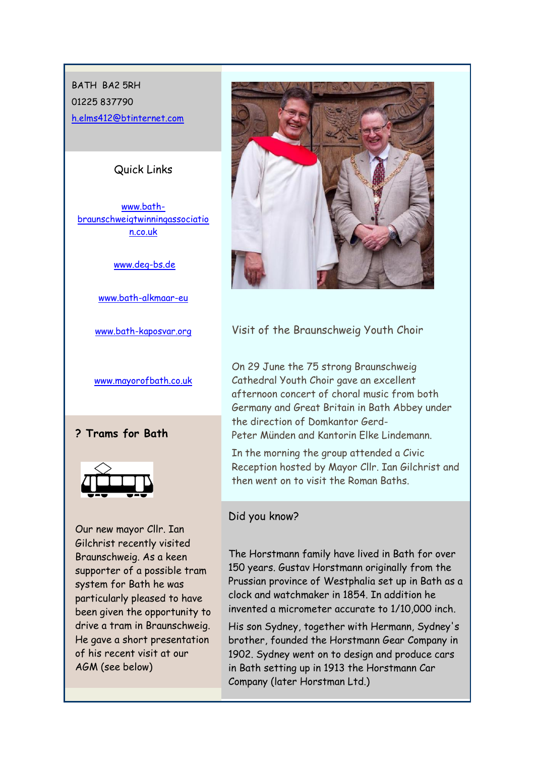BATH BA2 5RH

01225 837790

h.elms412@btinternet.com

## Quick Links

www.bath-braunschweigtwinningassociation.co.uk

www.deg-bs.de

www.bath-alkmaar-eu

www.bath-kaposvar.org

www.mayorofbath.co.uk

## ? Trams for Bath

Our new mayor Cllr. Ian Gilchrist recently visited Braunschweig. As a keen supporter of a possible tram system for Bath he was particularly pleased to have been given the opportunity to drive a tram in Braunschweig. He gave a short presentation of his recent visit at our AGM (see below)

## Visit of the Braunschweig Youth Choir

On 29 June the 75 strong Braunschweig Cathedral Youth Choir gave an excellent afternoon concert of choral music from both Germany and Great Britain in Bath Abbey under the direction of Domkantor Gerd-Peter Münden and Kantorin Elke Lindemann.

In the morning the group attended a Civic Reception hosted by Mayor Cllr. Ian Gilchrist and then went on to visit the Roman Baths.

## Did you know?

The Horstmann family have lived in Bath for over 150 years. Gustav Horstmann originally from the Prussian province of Westphalia set up in Bath as a clock and watchmaker in 1854. In addition he invented a micrometer accurate to 1/10,000 inch.

His son Sydney, together with Hermann, Sydney's brother, founded the Horstmann Gear Company in 1902. Sydney went on to design and produce cars in Bath setting up in 1913 the Horstmann Car Company (later Horstman Ltd.)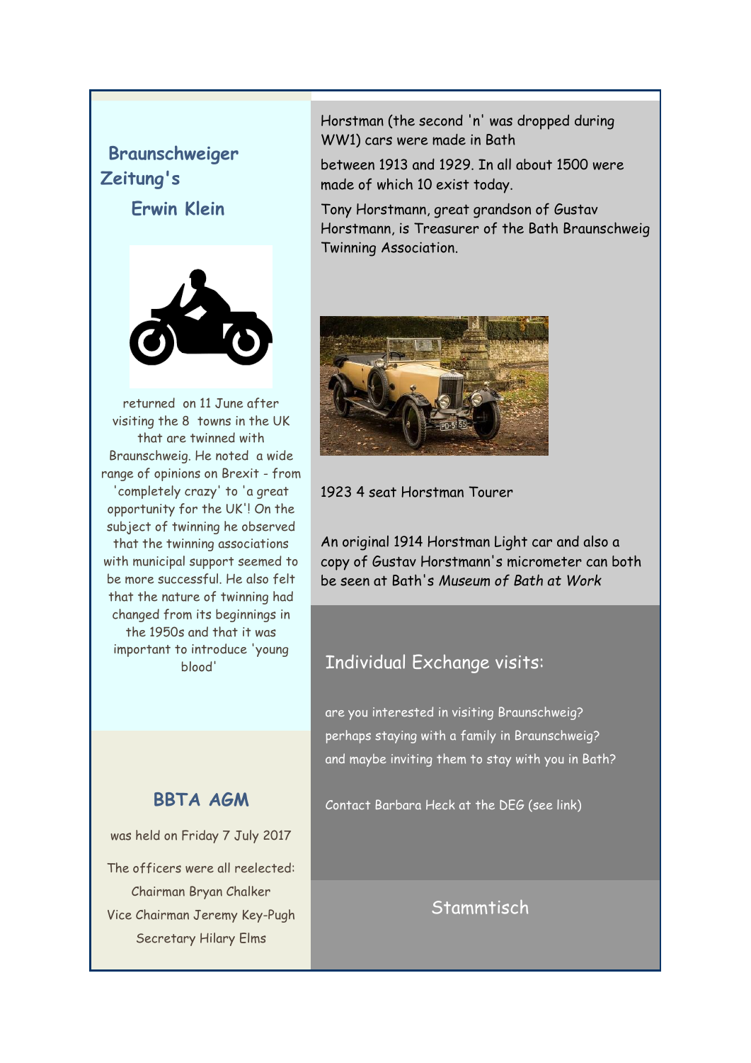## Braunschweiger Zeitung's

## Erwin Klein

returned on 11 June after visiting the 8 towns in the UK that are twinned with Braunschweig. He noted a wide range of opinions on Brexit - from 'completely crazy' to 'a great opportunity for the UK'! On the subject of twinning he observed that the twinning associations with municipal support seemed to be more successful. He also felt that the nature of twinning had changed from its beginnings in the 1950s and that it was important to introduce 'young blood'

## BBTA AGM

was held on Friday 7 July 2017

The officers were all reelected:

Chairman Bryan Chalker

Vice Chairman Jeremy Key-Pugh

Secretary Hilary Elms

Horstman (the second 'n' was dropped during WW1) cars were made in Bath

between 1913 and 1929. In all about 1500 were made of which 10 exist today.

Tony Horstmann, great grandson of Gustav Horstmann, is Treasurer of the Bath Braunschweig Twinning Association.

1923 4 seat Horstman Tourer

An original 1914 Horstman Light car and also a copy of Gustav Horstmann's micrometer can both be seen at Bath's *Museum of Bath at Work*

## Individual Exchange visits:

are you interested in visiting Braunschweig?

perhaps staying with a family in Braunschweig?

and maybe inviting them to stay with you in Bath?

Contact Barbara Heck at the DEG (see link)

## Stammtisch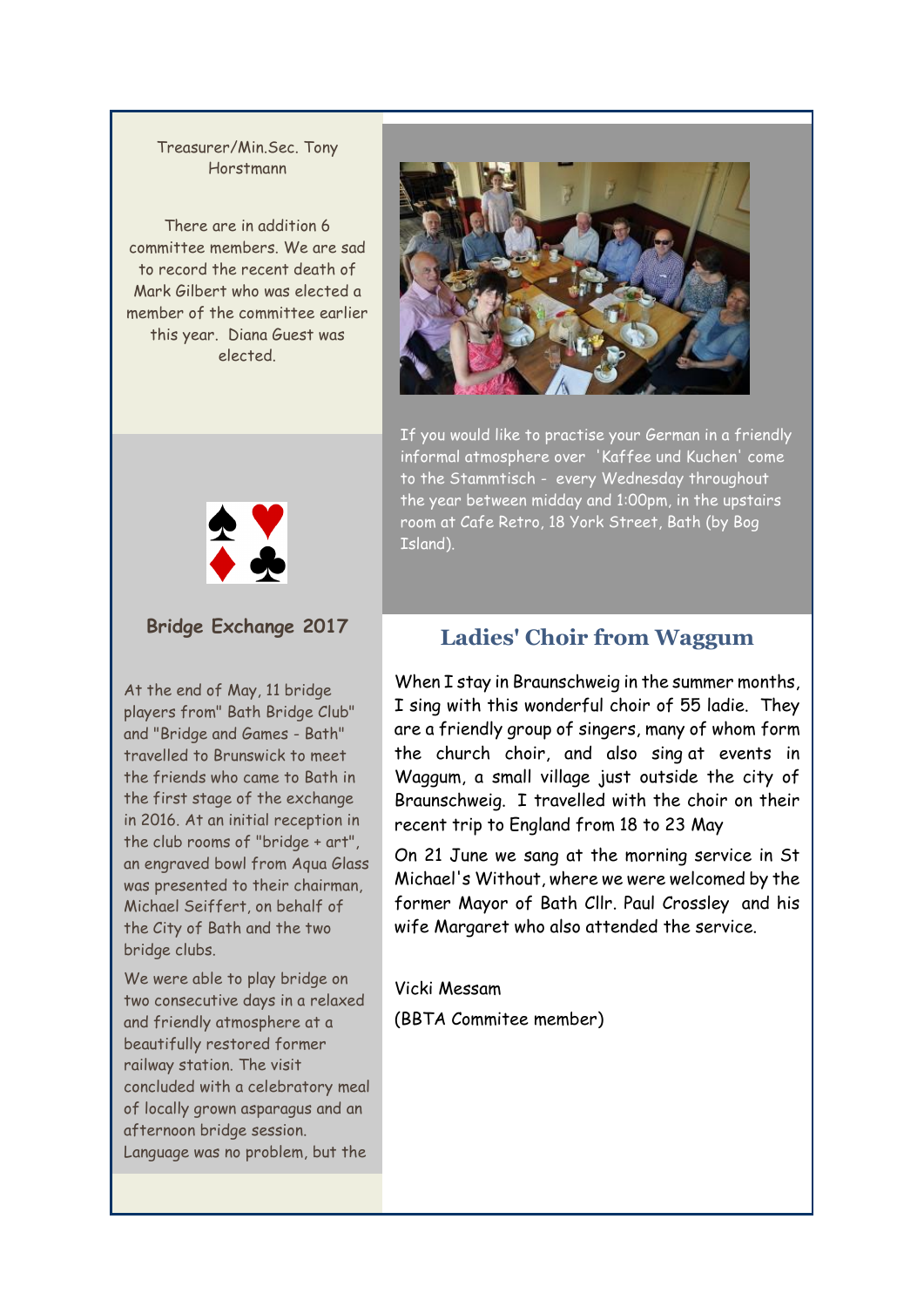Treasurer/Min.Sec. Tony Horstmann

There are in addition 6 committee members. We are sad to record the recent death of Mark Gilbert who was elected a member of the committee earlier this year. Diana Guest was elected.

If you would like to practise your German in a friendly informal atmosphere over 'Kaffee und Kuchen' come to the Stammtisch - every Wednesday throughout the year between midday and 1:00pm, in the upstairs room at Cafe Retro, 18 York Street, Bath (by Bog Island).

### Bridge Exchange 2017

At the end of May, 11 bridge players from" Bath Bridge Club" and "Bridge and Games - Bath" travelled to Brunswick to meet the friends who came to Bath in the first stage of the exchange in 2016. At an initial reception in the club rooms of "bridge + art", an engraved bowl from Aqua Glass was presented to their chairman, Michael Seiffert, on behalf of the City of Bath and the two bridge clubs.

We were able to play bridge on two consecutive days in a relaxed and friendly atmosphere at a beautifully restored former railway station. The visit concluded with a celebratory meal of locally grown asparagus and an afternoon bridge session. Language was no problem, but the

## Ladies' Choir from Waggum

When I stay in Braunschweig in the summer months, I sing with this wonderful choir of 55 ladie. They are a friendly group of singers, many of whom form the church choir, and also sing at events in Waggum, a small village just outside the city of Braunschweig. I travelled with the choir on their recent trip to England from 18 to 23 May

On 21 June we sang at the morning service in St Michael's Without, where we were welcomed by the former Mayor of Bath Cllr. Paul Crossley and his wife Margaret who also attended the service.

Vicki Messam

(BBTA Commitee member)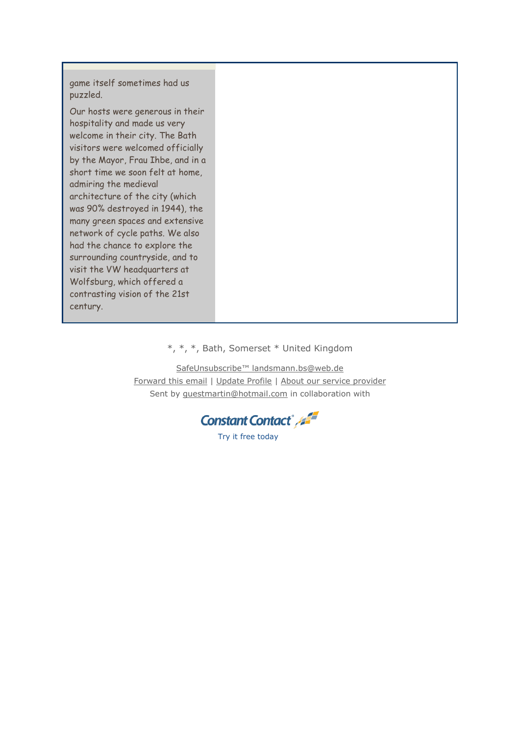game itself sometimes had us puzzled.

Our hosts were generous in their hospitality and made us very welcome in their city. The Bath visitors were welcomed officially by the Mayor, Frau Ihbe, and in a short time we soon felt at home, admiring the medieval architecture of the city (which was 90% destroyed in 1944), the many green spaces and extensive network of cycle paths. We also had the chance to explore the surrounding countryside, and to visit the VW headquarters at Wolfsburg, which offered a contrasting vision of the 21st century.

*, *, *, Bath, Somerset * United Kingdom

SafeUnsubscribe™ landsmann.bs@web.de

Forward this email | Update Profile | About our service provider

Sent by guestmartin@hotmail.com in collaboration with

Constant Contact

Try it free today